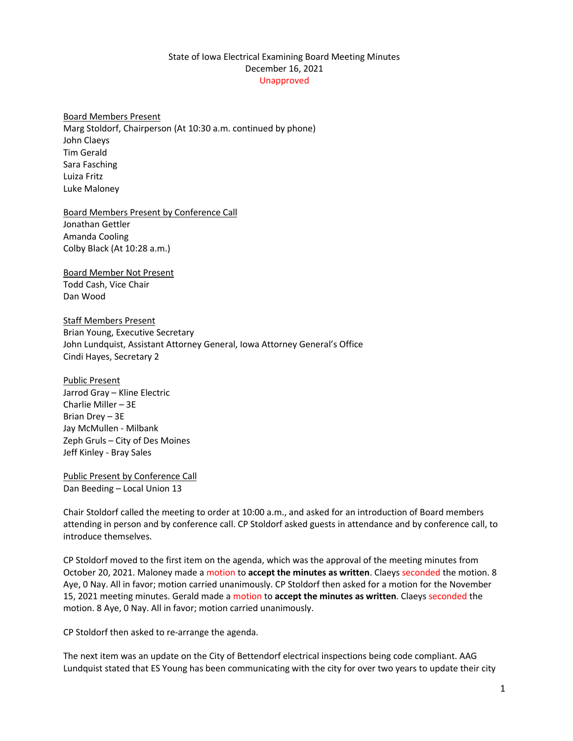State of Iowa Electrical Examining Board Meeting Minutes
December 16, 2021
Unapproved

Board Members Present
Marg Stoldorf, Chairperson (At 10:30 a.m. continued by phone)
John Claeys
Tim Gerald
Sara Fasching
Luiza Fritz
Luke Maloney

Board Members Present by Conference Call
Jonathan Gettler
Amanda Cooling
Colby Black (At 10:28 a.m.)

Board Member Not Present
Todd Cash, Vice Chair
Dan Wood

Staff Members Present
Brian Young, Executive Secretary
John Lundquist, Assistant Attorney General, Iowa Attorney General's Office
Cindi Hayes, Secretary 2

Public Present
Jarrod Gray – Kline Electric
Charlie Miller – 3E
Brian Drey – 3E
Jay McMullen - Milbank
Zeph Gruls – City of Des Moines
Jeff Kinley - Bray Sales

Public Present by Conference Call
Dan Beeding – Local Union 13

Chair Stoldorf called the meeting to order at 10:00 a.m., and asked for an introduction of Board members attending in person and by conference call. CP Stoldorf asked guests in attendance and by conference call, to introduce themselves.

CP Stoldorf moved to the first item on the agenda, which was the approval of the meeting minutes from October 20, 2021. Maloney made a motion to **accept the minutes as written**. Claeys seconded the motion. 8 Aye, 0 Nay. All in favor; motion carried unanimously. CP Stoldorf then asked for a motion for the November 15, 2021 meeting minutes. Gerald made a motion to **accept the minutes as written**. Claeys seconded the motion. 8 Aye, 0 Nay. All in favor; motion carried unanimously.

CP Stoldorf then asked to re-arrange the agenda.

The next item was an update on the City of Bettendorf electrical inspections being code compliant. AAG Lundquist stated that ES Young has been communicating with the city for over two years to update their city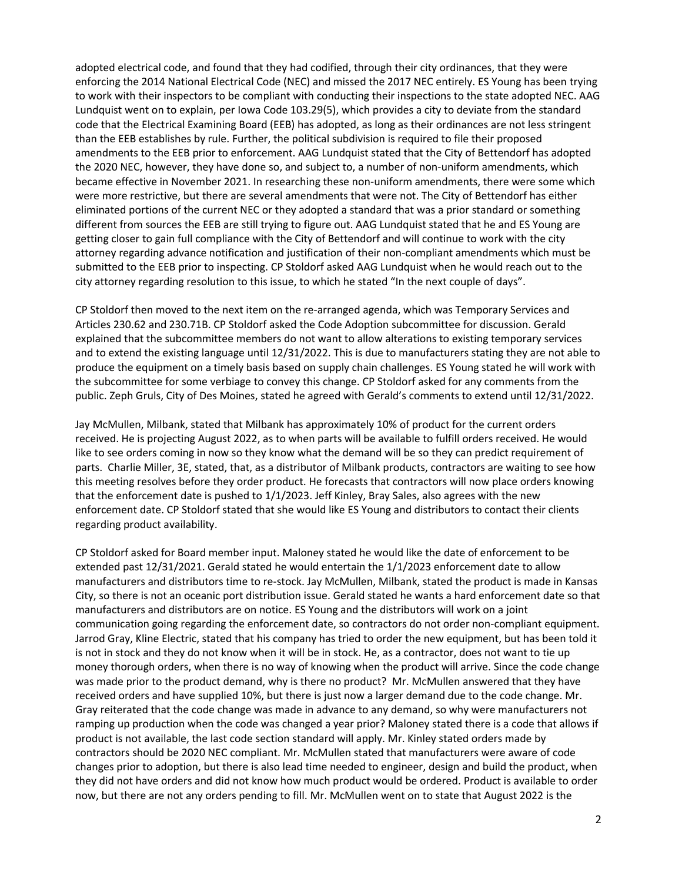adopted electrical code, and found that they had codified, through their city ordinances, that they were enforcing the 2014 National Electrical Code (NEC) and missed the 2017 NEC entirely. ES Young has been trying to work with their inspectors to be compliant with conducting their inspections to the state adopted NEC. AAG Lundquist went on to explain, per Iowa Code 103.29(5), which provides a city to deviate from the standard code that the Electrical Examining Board (EEB) has adopted, as long as their ordinances are not less stringent than the EEB establishes by rule. Further, the political subdivision is required to file their proposed amendments to the EEB prior to enforcement. AAG Lundquist stated that the City of Bettendorf has adopted the 2020 NEC, however, they have done so, and subject to, a number of non-uniform amendments, which became effective in November 2021. In researching these non-uniform amendments, there were some which were more restrictive, but there are several amendments that were not. The City of Bettendorf has either eliminated portions of the current NEC or they adopted a standard that was a prior standard or something different from sources the EEB are still trying to figure out. AAG Lundquist stated that he and ES Young are getting closer to gain full compliance with the City of Bettendorf and will continue to work with the city attorney regarding advance notification and justification of their non-compliant amendments which must be submitted to the EEB prior to inspecting. CP Stoldorf asked AAG Lundquist when he would reach out to the city attorney regarding resolution to this issue, to which he stated "In the next couple of days".

CP Stoldorf then moved to the next item on the re-arranged agenda, which was Temporary Services and Articles 230.62 and 230.71B. CP Stoldorf asked the Code Adoption subcommittee for discussion. Gerald explained that the subcommittee members do not want to allow alterations to existing temporary services and to extend the existing language until 12/31/2022. This is due to manufacturers stating they are not able to produce the equipment on a timely basis based on supply chain challenges. ES Young stated he will work with the subcommittee for some verbiage to convey this change. CP Stoldorf asked for any comments from the public. Zeph Gruls, City of Des Moines, stated he agreed with Gerald's comments to extend until 12/31/2022.

Jay McMullen, Milbank, stated that Milbank has approximately 10% of product for the current orders received. He is projecting August 2022, as to when parts will be available to fulfill orders received. He would like to see orders coming in now so they know what the demand will be so they can predict requirement of parts. Charlie Miller, 3E, stated, that, as a distributor of Milbank products, contractors are waiting to see how this meeting resolves before they order product. He forecasts that contractors will now place orders knowing that the enforcement date is pushed to 1/1/2023. Jeff Kinley, Bray Sales, also agrees with the new enforcement date. CP Stoldorf stated that she would like ES Young and distributors to contact their clients regarding product availability.

CP Stoldorf asked for Board member input. Maloney stated he would like the date of enforcement to be extended past 12/31/2021. Gerald stated he would entertain the 1/1/2023 enforcement date to allow manufacturers and distributors time to re-stock. Jay McMullen, Milbank, stated the product is made in Kansas City, so there is not an oceanic port distribution issue. Gerald stated he wants a hard enforcement date so that manufacturers and distributors are on notice. ES Young and the distributors will work on a joint communication going regarding the enforcement date, so contractors do not order non-compliant equipment. Jarrod Gray, Kline Electric, stated that his company has tried to order the new equipment, but has been told it is not in stock and they do not know when it will be in stock. He, as a contractor, does not want to tie up money thorough orders, when there is no way of knowing when the product will arrive. Since the code change was made prior to the product demand, why is there no product? Mr. McMullen answered that they have received orders and have supplied 10%, but there is just now a larger demand due to the code change. Mr. Gray reiterated that the code change was made in advance to any demand, so why were manufacturers not ramping up production when the code was changed a year prior? Maloney stated there is a code that allows if product is not available, the last code section standard will apply. Mr. Kinley stated orders made by contractors should be 2020 NEC compliant. Mr. McMullen stated that manufacturers were aware of code changes prior to adoption, but there is also lead time needed to engineer, design and build the product, when they did not have orders and did not know how much product would be ordered. Product is available to order now, but there are not any orders pending to fill. Mr. McMullen went on to state that August 2022 is the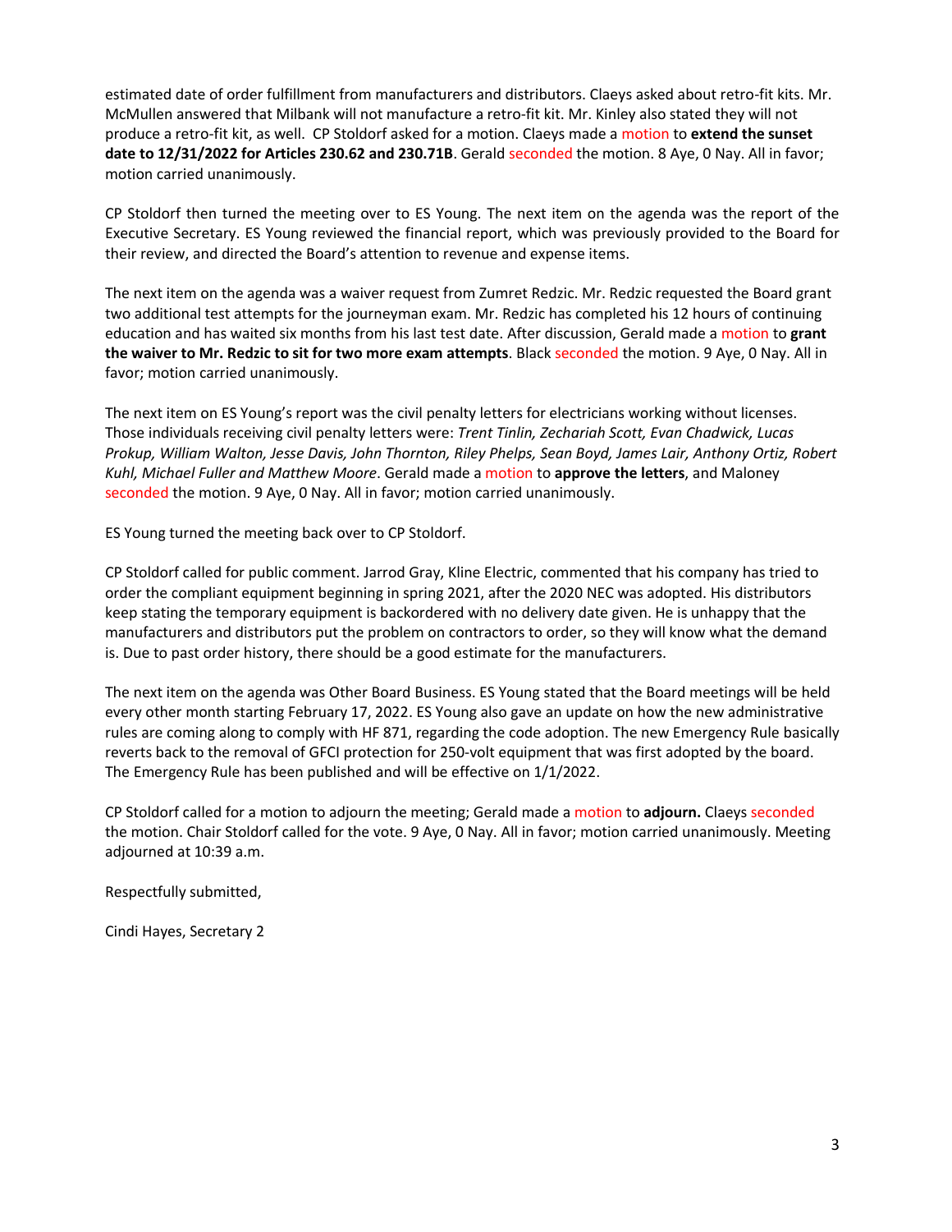estimated date of order fulfillment from manufacturers and distributors. Claeys asked about retro-fit kits. Mr. McMullen answered that Milbank will not manufacture a retro-fit kit. Mr. Kinley also stated they will not produce a retro-fit kit, as well. CP Stoldorf asked for a motion. Claeys made a motion to **extend the sunset date to 12/31/2022 for Articles 230.62 and 230.71B**. Gerald seconded the motion. 8 Aye, 0 Nay. All in favor; motion carried unanimously.

CP Stoldorf then turned the meeting over to ES Young. The next item on the agenda was the report of the Executive Secretary. ES Young reviewed the financial report, which was previously provided to the Board for their review, and directed the Board's attention to revenue and expense items.

The next item on the agenda was a waiver request from Zumret Redzic. Mr. Redzic requested the Board grant two additional test attempts for the journeyman exam. Mr. Redzic has completed his 12 hours of continuing education and has waited six months from his last test date. After discussion, Gerald made a motion to **grant the waiver to Mr. Redzic to sit for two more exam attempts**. Black seconded the motion. 9 Aye, 0 Nay. All in favor; motion carried unanimously.

The next item on ES Young's report was the civil penalty letters for electricians working without licenses. Those individuals receiving civil penalty letters were: *Trent Tinlin, Zechariah Scott, Evan Chadwick, Lucas Prokup, William Walton, Jesse Davis, John Thornton, Riley Phelps, Sean Boyd, James Lair, Anthony Ortiz, Robert Kuhl, Michael Fuller and Matthew Moore*. Gerald made a motion to **approve the letters**, and Maloney seconded the motion. 9 Aye, 0 Nay. All in favor; motion carried unanimously.

ES Young turned the meeting back over to CP Stoldorf.

CP Stoldorf called for public comment. Jarrod Gray, Kline Electric, commented that his company has tried to order the compliant equipment beginning in spring 2021, after the 2020 NEC was adopted. His distributors keep stating the temporary equipment is backordered with no delivery date given. He is unhappy that the manufacturers and distributors put the problem on contractors to order, so they will know what the demand is. Due to past order history, there should be a good estimate for the manufacturers.

The next item on the agenda was Other Board Business. ES Young stated that the Board meetings will be held every other month starting February 17, 2022. ES Young also gave an update on how the new administrative rules are coming along to comply with HF 871, regarding the code adoption. The new Emergency Rule basically reverts back to the removal of GFCI protection for 250-volt equipment that was first adopted by the board. The Emergency Rule has been published and will be effective on 1/1/2022.

CP Stoldorf called for a motion to adjourn the meeting; Gerald made a motion to **adjourn.** Claeys seconded the motion. Chair Stoldorf called for the vote. 9 Aye, 0 Nay. All in favor; motion carried unanimously. Meeting adjourned at 10:39 a.m.

Respectfully submitted,

Cindi Hayes, Secretary 2